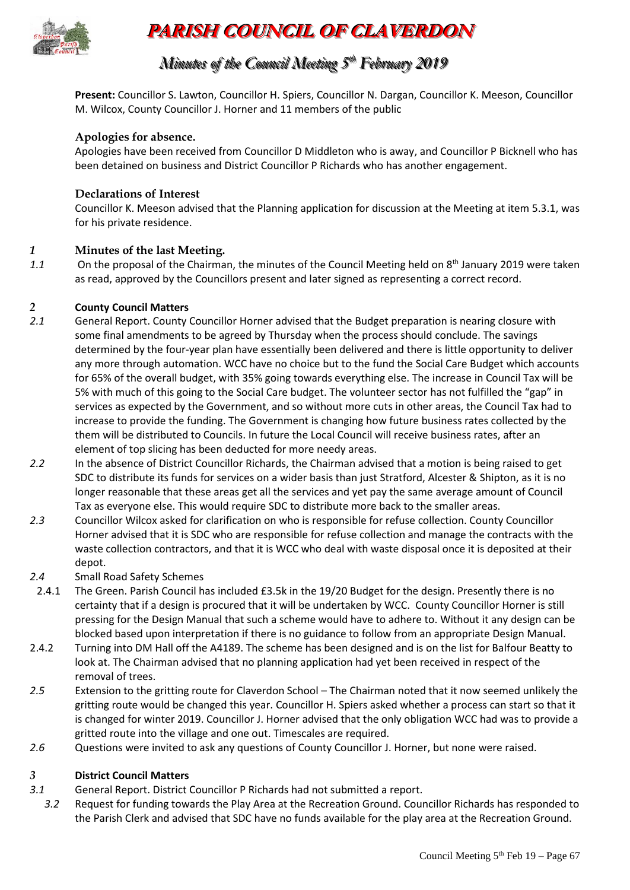# PARISH COUNCIL OF CLAVERDON

## *Minutes of the Council Meeting 5th February 2019*

**Present:** Councillor S. Lawton, Councillor H. Spiers, Councillor N. Dargan, Councillor K. Meeson, Councillor M. Wilcox, County Councillor J. Horner and 11 members of the public

### Apologies for absence.

Apologies have been received from Councillor D Middleton who is away, and Councillor P Bicknell who has been detained on business and District Councillor P Richards who has another engagement.

### Declarations of Interest

Councillor K. Meeson advised that the Planning application for discussion at the Meeting at item 5.3.1, was for his private residence.

### *1* Minutes of the last Meeting.

*1.1* On the proposal of the Chairman, the minutes of the Council Meeting held on 8th January 2019 were taken as read, approved by the Councillors present and later signed as representing a correct record.

### *2* County Council Matters

*2.1* General Report. County Councillor Horner advised that the Budget preparation is nearing closure with some final amendments to be agreed by Thursday when the process should conclude. The savings determined by the four-year plan have essentially been delivered and there is little opportunity to deliver any more through automation. WCC have no choice but to the fund the Social Care Budget which accounts for 65% of the overall budget, with 35% going towards everything else. The increase in Council Tax will be 5% with much of this going to the Social Care budget. The volunteer sector has not fulfilled the "gap" in services as expected by the Government, and so without more cuts in other areas, the Council Tax had to increase to provide the funding. The Government is changing how future business rates collected by the them will be distributed to Councils. In future the Local Council will receive business rates, after an element of top slicing has been deducted for more needy areas.

*2.2* In the absence of District Councillor Richards, the Chairman advised that a motion is being raised to get SDC to distribute its funds for services on a wider basis than just Stratford, Alcester & Shipton, as it is no longer reasonable that these areas get all the services and yet pay the same average amount of Council Tax as everyone else. This would require SDC to distribute more back to the smaller areas.

*2.3* Councillor Wilcox asked for clarification on who is responsible for refuse collection. County Councillor Horner advised that it is SDC who are responsible for refuse collection and manage the contracts with the waste collection contractors, and that it is WCC who deal with waste disposal once it is deposited at their depot.

*2.4* Small Road Safety Schemes

2.4.1 The Green. Parish Council has included £3.5k in the 19/20 Budget for the design. Presently there is no certainty that if a design is procured that it will be undertaken by WCC. County Councillor Horner is still pressing for the Design Manual that such a scheme would have to adhere to. Without it any design can be blocked based upon interpretation if there is no guidance to follow from an appropriate Design Manual.

2.4.2 Turning into DM Hall off the A4189. The scheme has been designed and is on the list for Balfour Beatty to look at. The Chairman advised that no planning application had yet been received in respect of the removal of trees.

*2.5* Extension to the gritting route for Claverdon School – The Chairman noted that it now seemed unlikely the gritting route would be changed this year. Councillor H. Spiers asked whether a process can start so that it is changed for winter 2019. Councillor J. Horner advised that the only obligation WCC had was to provide a gritted route into the village and one out. Timescales are required.

*2.6* Questions were invited to ask any questions of County Councillor J. Horner, but none were raised.

### *3* District Council Matters

*3.1* General Report. District Councillor P Richards had not submitted a report.

*3.2* Request for funding towards the Play Area at the Recreation Ground. Councillor Richards has responded to the Parish Clerk and advised that SDC have no funds available for the play area at the Recreation Ground.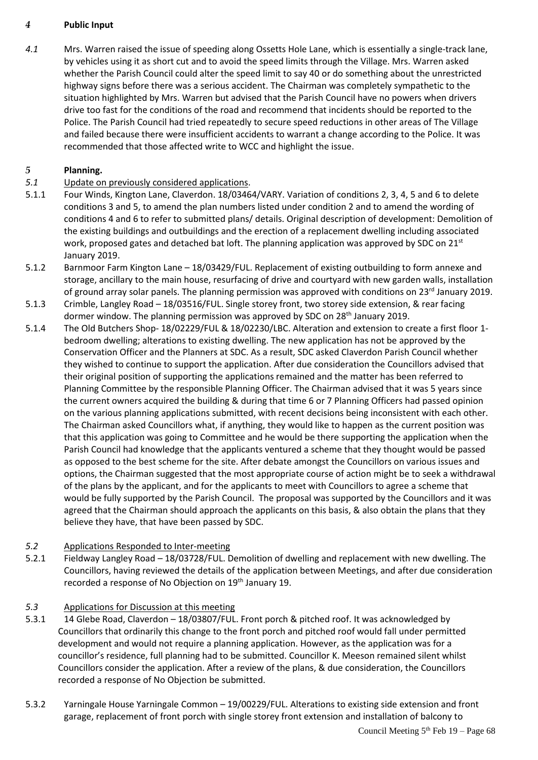## *4* **Public Input**

*4.1* Mrs. Warren raised the issue of speeding along Ossetts Hole Lane, which is essentially a single-track lane, by vehicles using it as short cut and to avoid the speed limits through the Village. Mrs. Warren asked whether the Parish Council could alter the speed limit to say 40 or do something about the unrestricted highway signs before there was a serious accident. The Chairman was completely sympathetic to the situation highlighted by Mrs. Warren but advised that the Parish Council have no powers when drivers drive too fast for the conditions of the road and recommend that incidents should be reported to the Police. The Parish Council had tried repeatedly to secure speed reductions in other areas of The Village and failed because there were insufficient accidents to warrant a change according to the Police. It was recommended that those affected write to WCC and highlight the issue.

## *5* **Planning.**

*5.1* Update on previously considered applications.

5.1.1 Four Winds, Kington Lane, Claverdon. 18/03464/VARY. Variation of conditions 2, 3, 4, 5 and 6 to delete conditions 3 and 5, to amend the plan numbers listed under condition 2 and to amend the wording of conditions 4 and 6 to refer to submitted plans/ details. Original description of development: Demolition of the existing buildings and outbuildings and the erection of a replacement dwelling including associated work, proposed gates and detached bat loft. The planning application was approved by SDC on 21st January 2019.

5.1.2 Barnmoor Farm Kington Lane – 18/03429/FUL. Replacement of existing outbuilding to form annexe and storage, ancillary to the main house, resurfacing of drive and courtyard with new garden walls, installation of ground array solar panels. The planning permission was approved with conditions on 23rd January 2019.

5.1.3 Crimble, Langley Road – 18/03516/FUL. Single storey front, two storey side extension, & rear facing dormer window. The planning permission was approved by SDC on 28th January 2019.

5.1.4 The Old Butchers Shop- 18/02229/FUL & 18/02230/LBC. Alteration and extension to create a first floor 1-bedroom dwelling; alterations to existing dwelling. The new application has not be approved by the Conservation Officer and the Planners at SDC. As a result, SDC asked Claverdon Parish Council whether they wished to continue to support the application. After due consideration the Councillors advised that their original position of supporting the applications remained and the matter has been referred to Planning Committee by the responsible Planning Officer. The Chairman advised that it was 5 years since the current owners acquired the building & during that time 6 or 7 Planning Officers had passed opinion on the various planning applications submitted, with recent decisions being inconsistent with each other. The Chairman asked Councillors what, if anything, they would like to happen as the current position was that this application was going to Committee and he would be there supporting the application when the Parish Council had knowledge that the applicants ventured a scheme that they thought would be passed as opposed to the best scheme for the site. After debate amongst the Councillors on various issues and options, the Chairman suggested that the most appropriate course of action might be to seek a withdrawal of the plans by the applicant, and for the applicants to meet with Councillors to agree a scheme that would be fully supported by the Parish Council. The proposal was supported by the Councillors and it was agreed that the Chairman should approach the applicants on this basis, & also obtain the plans that they believe they have, that have been passed by SDC.

*5.2* Applications Responded to Inter-meeting

5.2.1 Fieldway Langley Road – 18/03728/FUL. Demolition of dwelling and replacement with new dwelling. The Councillors, having reviewed the details of the application between Meetings, and after due consideration recorded a response of No Objection on 19th January 19.

*5.3* Applications for Discussion at this meeting

5.3.1 14 Glebe Road, Claverdon – 18/03807/FUL. Front porch & pitched roof. It was acknowledged by Councillors that ordinarily this change to the front porch and pitched roof would fall under permitted development and would not require a planning application. However, as the application was for a councillor's residence, full planning had to be submitted. Councillor K. Meeson remained silent whilst Councillors consider the application. After a review of the plans, & due consideration, the Councillors recorded a response of No Objection be submitted.

5.3.2 Yarningale House Yarningale Common – 19/00229/FUL. Alterations to existing side extension and front garage, replacement of front porch with single storey front extension and installation of balcony to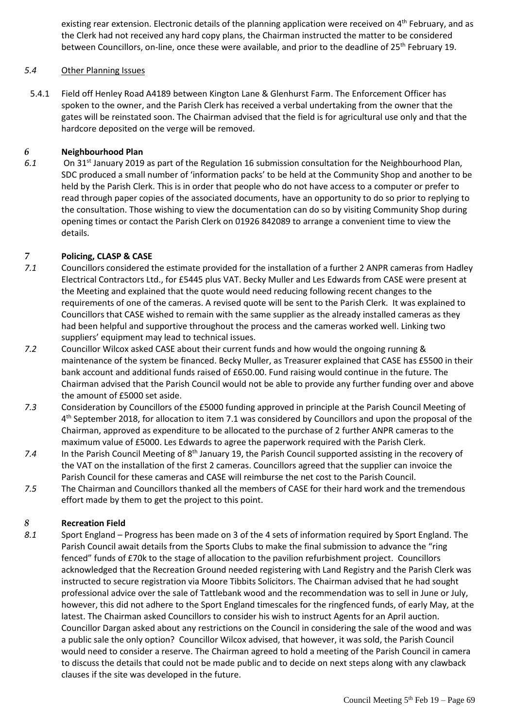existing rear extension. Electronic details of the planning application were received on 4th February, and as the Clerk had not received any hard copy plans, the Chairman instructed the matter to be considered between Councillors, on-line, once these were available, and prior to the deadline of 25th February 19.

*5.4* Other Planning Issues

5.4.1 Field off Henley Road A4189 between Kington Lane & Glenhurst Farm. The Enforcement Officer has spoken to the owner, and the Parish Clerk has received a verbal undertaking from the owner that the gates will be reinstated soon. The Chairman advised that the field is for agricultural use only and that the hardcore deposited on the verge will be removed.

## *6* Neighbourhood Plan

*6.1* On 31st January 2019 as part of the Regulation 16 submission consultation for the Neighbourhood Plan, SDC produced a small number of 'information packs' to be held at the Community Shop and another to be held by the Parish Clerk. This is in order that people who do not have access to a computer or prefer to read through paper copies of the associated documents, have an opportunity to do so prior to replying to the consultation. Those wishing to view the documentation can do so by visiting Community Shop during opening times or contact the Parish Clerk on 01926 842089 to arrange a convenient time to view the details.

## *7* Policing, CLASP & CASE

*7.1* Councillors considered the estimate provided for the installation of a further 2 ANPR cameras from Hadley Electrical Contractors Ltd., for £5445 plus VAT. Becky Muller and Les Edwards from CASE were present at the Meeting and explained that the quote would need reducing following recent changes to the requirements of one of the cameras. A revised quote will be sent to the Parish Clerk. It was explained to Councillors that CASE wished to remain with the same supplier as the already installed cameras as they had been helpful and supportive throughout the process and the cameras worked well. Linking two suppliers' equipment may lead to technical issues.

*7.2* Councillor Wilcox asked CASE about their current funds and how would the ongoing running & maintenance of the system be financed. Becky Muller, as Treasurer explained that CASE has £5500 in their bank account and additional funds raised of £650.00. Fund raising would continue in the future. The Chairman advised that the Parish Council would not be able to provide any further funding over and above the amount of £5000 set aside.

*7.3* Consideration by Councillors of the £5000 funding approved in principle at the Parish Council Meeting of 4th September 2018, for allocation to item 7.1 was considered by Councillors and upon the proposal of the Chairman, approved as expenditure to be allocated to the purchase of 2 further ANPR cameras to the maximum value of £5000. Les Edwards to agree the paperwork required with the Parish Clerk.

*7.4* In the Parish Council Meeting of 8th January 19, the Parish Council supported assisting in the recovery of the VAT on the installation of the first 2 cameras. Councillors agreed that the supplier can invoice the Parish Council for these cameras and CASE will reimburse the net cost to the Parish Council.

*7.5* The Chairman and Councillors thanked all the members of CASE for their hard work and the tremendous effort made by them to get the project to this point.

## *8* Recreation Field

*8.1* Sport England – Progress has been made on 3 of the 4 sets of information required by Sport England. The Parish Council await details from the Sports Clubs to make the final submission to advance the "ring fenced" funds of £70k to the stage of allocation to the pavilion refurbishment project. Councillors acknowledged that the Recreation Ground needed registering with Land Registry and the Parish Clerk was instructed to secure registration via Moore Tibbits Solicitors. The Chairman advised that he had sought professional advice over the sale of Tattlebank wood and the recommendation was to sell in June or July, however, this did not adhere to the Sport England timescales for the ringfenced funds, of early May, at the latest. The Chairman asked Councillors to consider his wish to instruct Agents for an April auction. Councillor Dargan asked about any restrictions on the Council in considering the sale of the wood and was a public sale the only option? Councillor Wilcox advised, that however, it was sold, the Parish Council would need to consider a reserve. The Chairman agreed to hold a meeting of the Parish Council in camera to discuss the details that could not be made public and to decide on next steps along with any clawback clauses if the site was developed in the future.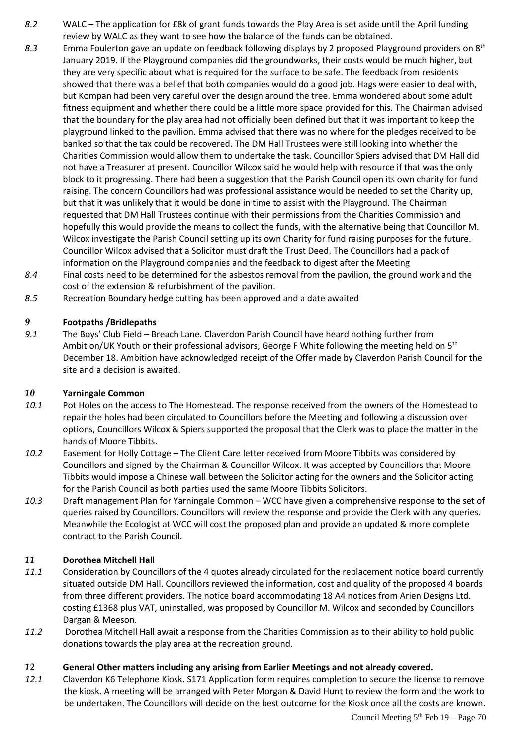*8.2* WALC – The application for £8k of grant funds towards the Play Area is set aside until the April funding review by WALC as they want to see how the balance of the funds can be obtained.

*8.3* Emma Foulerton gave an update on feedback following displays by 2 proposed Playground providers on 8th January 2019. If the Playground companies did the groundworks, their costs would be much higher, but they are very specific about what is required for the surface to be safe. The feedback from residents showed that there was a belief that both companies would do a good job. Hags were easier to deal with, but Kompan had been very careful over the design around the tree. Emma wondered about some adult fitness equipment and whether there could be a little more space provided for this. The Chairman advised that the boundary for the play area had not officially been defined but that it was important to keep the playground linked to the pavilion. Emma advised that there was no where for the pledges received to be banked so that the tax could be recovered. The DM Hall Trustees were still looking into whether the Charities Commission would allow them to undertake the task. Councillor Spiers advised that DM Hall did not have a Treasurer at present. Councillor Wilcox said he would help with resource if that was the only block to it progressing. There had been a suggestion that the Parish Council open its own charity for fund raising. The concern Councillors had was professional assistance would be needed to set the Charity up, but that it was unlikely that it would be done in time to assist with the Playground. The Chairman requested that DM Hall Trustees continue with their permissions from the Charities Commission and hopefully this would provide the means to collect the funds, with the alternative being that Councillor M. Wilcox investigate the Parish Council setting up its own Charity for fund raising purposes for the future. Councillor Wilcox advised that a Solicitor must draft the Trust Deed. The Councillors had a pack of information on the Playground companies and the feedback to digest after the Meeting

*8.4* Final costs need to be determined for the asbestos removal from the pavilion, the ground work and the cost of the extension & refurbishment of the pavilion.

*8.5* Recreation Boundary hedge cutting has been approved and a date awaited

## *9* Footpaths /Bridlepaths

*9.1* The Boys' Club Field – Breach Lane. Claverdon Parish Council have heard nothing further from Ambition/UK Youth or their professional advisors, George F White following the meeting held on 5th December 18. Ambition have acknowledged receipt of the Offer made by Claverdon Parish Council for the site and a decision is awaited.

## *10* Yarningale Common

*10.1* Pot Holes on the access to The Homestead. The response received from the owners of the Homestead to repair the holes had been circulated to Councillors before the Meeting and following a discussion over options, Councillors Wilcox & Spiers supported the proposal that the Clerk was to place the matter in the hands of Moore Tibbits.

*10.2* Easement for Holly Cottage **–** The Client Care letter received from Moore Tibbits was considered by Councillors and signed by the Chairman & Councillor Wilcox. It was accepted by Councillors that Moore Tibbits would impose a Chinese wall between the Solicitor acting for the owners and the Solicitor acting for the Parish Council as both parties used the same Moore Tibbits Solicitors.

*10.3* Draft management Plan for Yarningale Common – WCC have given a comprehensive response to the set of queries raised by Councillors. Councillors will review the response and provide the Clerk with any queries. Meanwhile the Ecologist at WCC will cost the proposed plan and provide an updated & more complete contract to the Parish Council.

## *11* Dorothea Mitchell Hall

*11.1* Consideration by Councillors of the 4 quotes already circulated for the replacement notice board currently situated outside DM Hall. Councillors reviewed the information, cost and quality of the proposed 4 boards from three different providers. The notice board accommodating 18 A4 notices from Arien Designs Ltd. costing £1368 plus VAT, uninstalled, was proposed by Councillor M. Wilcox and seconded by Councillors Dargan & Meeson.

*11.2* Dorothea Mitchell Hall await a response from the Charities Commission as to their ability to hold public donations towards the play area at the recreation ground.

## *12* General Other matters including any arising from Earlier Meetings and not already covered.

*12.1* Claverdon K6 Telephone Kiosk. S171 Application form requires completion to secure the license to remove the kiosk. A meeting will be arranged with Peter Morgan & David Hunt to review the form and the work to be undertaken. The Councillors will decide on the best outcome for the Kiosk once all the costs are known.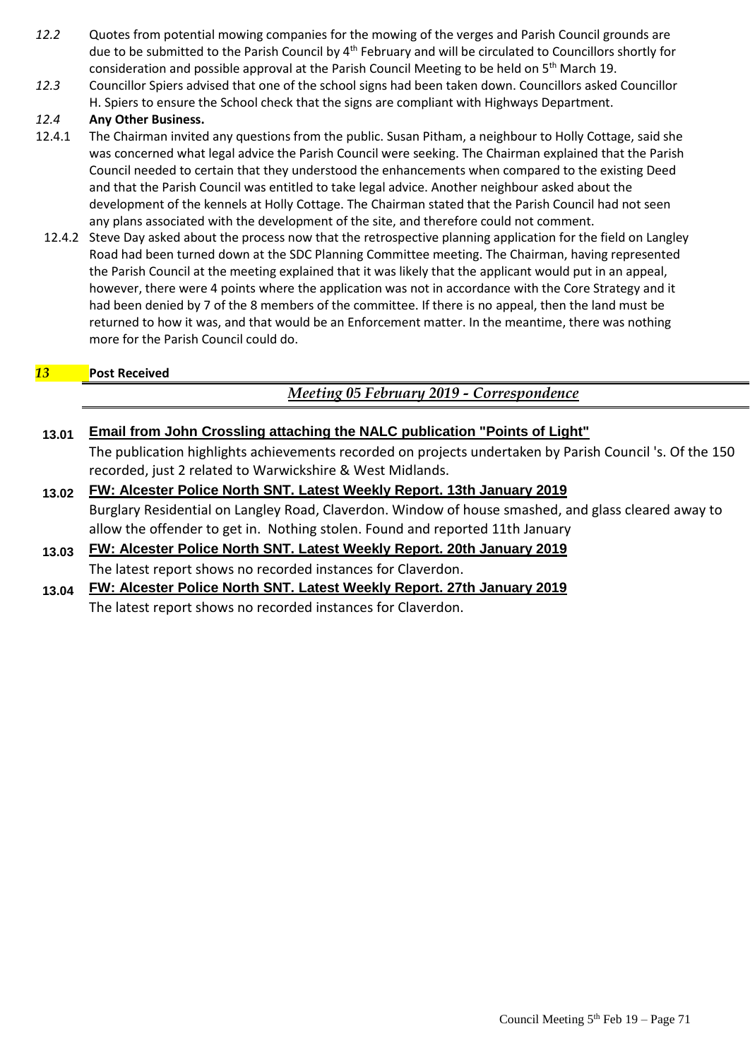*12.2* Quotes from potential mowing companies for the mowing of the verges and Parish Council grounds are due to be submitted to the Parish Council by 4th February and will be circulated to Councillors shortly for consideration and possible approval at the Parish Council Meeting to be held on 5th March 19.

*12.3* Councillor Spiers advised that one of the school signs had been taken down. Councillors asked Councillor H. Spiers to ensure the School check that the signs are compliant with Highways Department.

*12.4* **Any Other Business.**

12.4.1 The Chairman invited any questions from the public. Susan Pitham, a neighbour to Holly Cottage, said she was concerned what legal advice the Parish Council were seeking. The Chairman explained that the Parish Council needed to certain that they understood the enhancements when compared to the existing Deed and that the Parish Council was entitled to take legal advice. Another neighbour asked about the development of the kennels at Holly Cottage. The Chairman stated that the Parish Council had not seen any plans associated with the development of the site, and therefore could not comment.

12.4.2 Steve Day asked about the process now that the retrospective planning application for the field on Langley Road had been turned down at the SDC Planning Committee meeting. The Chairman, having represented the Parish Council at the meeting explained that it was likely that the applicant would put in an appeal, however, there were 4 points where the application was not in accordance with the Core Strategy and it had been denied by 7 of the 8 members of the committee. If there is no appeal, then the land must be returned to how it was, and that would be an Enforcement matter. In the meantime, there was nothing more for the Parish Council could do.

***13*** **Post Received**

## *Meeting 05 February 2019 - Correspondence*

**13.01** **Email from John Crossling attaching the NALC publication "Points of Light"**

The publication highlights achievements recorded on projects undertaken by Parish Council 's. Of the 150 recorded, just 2 related to Warwickshire & West Midlands.

**13.02** **FW: Alcester Police North SNT. Latest Weekly Report. 13th January 2019**

Burglary Residential on Langley Road, Claverdon. Window of house smashed, and glass cleared away to allow the offender to get in. Nothing stolen. Found and reported 11th January

**13.03** **FW: Alcester Police North SNT. Latest Weekly Report. 20th January 2019**

The latest report shows no recorded instances for Claverdon.

**13.04** **FW: Alcester Police North SNT. Latest Weekly Report. 27th January 2019**

The latest report shows no recorded instances for Claverdon.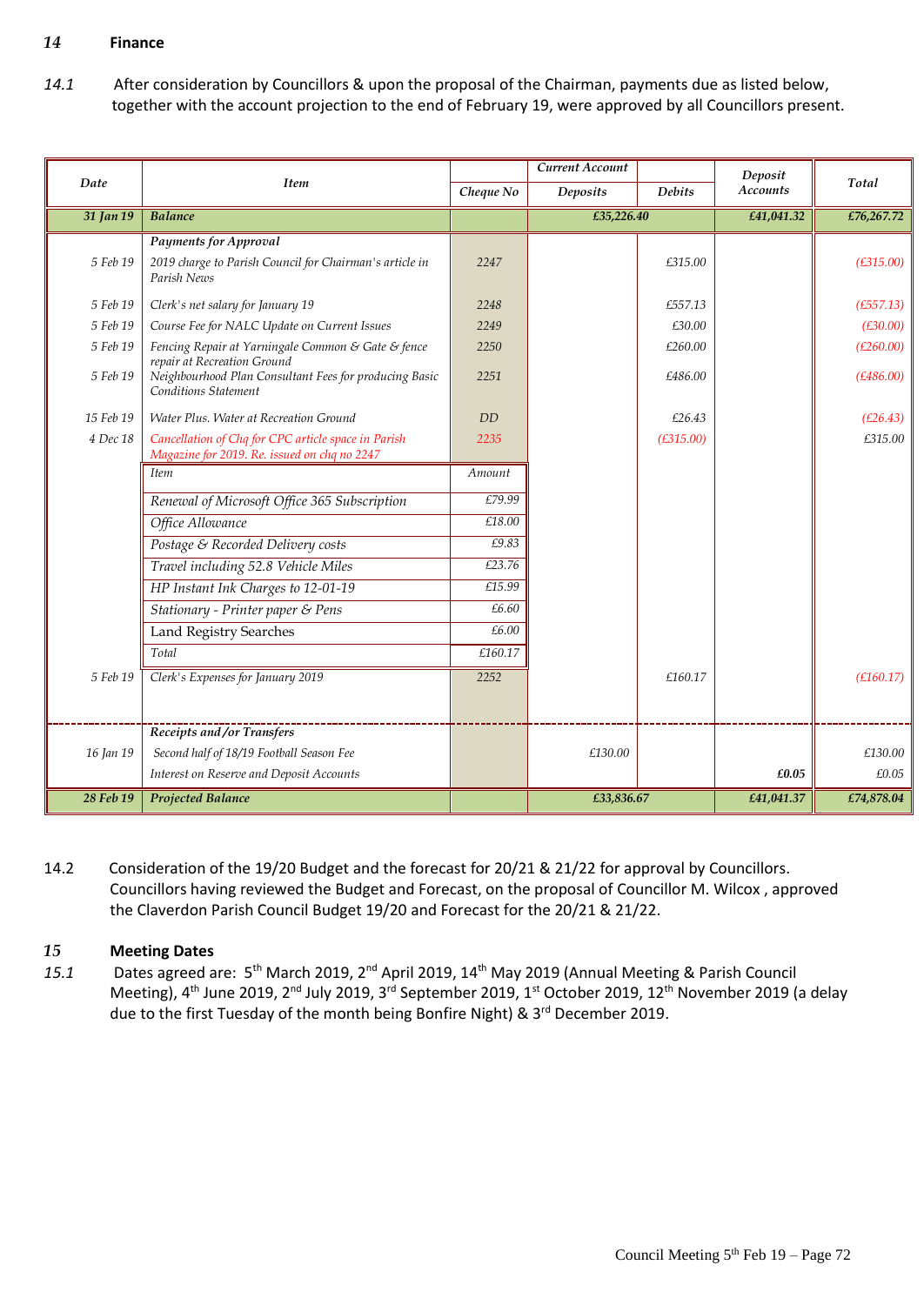## *14* Finance

*14.1* After consideration by Councillors & upon the proposal of the Chairman, payments due as listed below, together with the account projection to the end of February 19, were approved by all Councillors present.

| Date | Item | | Current Account | | Deposit Accounts | Total |
|---|---|---|---|---|---|---|
| | | Cheque No | Deposits | Debits | | |
| **31 Jan 19** | **Balance** | | **£35,226.40** | | **£41,041.32** | **£76,267.72** |
| | ***Payments for Approval*** | | | | | |
| 5 Feb 19 | 2019 charge to Parish Council for Chairman's article in Parish News | 2247 | | £315.00 | | (£315.00) |
| 5 Feb 19 | Clerk's net salary for January 19 | 2248 | | £557.13 | | (£557.13) |
| 5 Feb 19 | Course Fee for NALC Update on Current Issues | 2249 | | £30.00 | | (£30.00) |
| 5 Feb 19 | Fencing Repair at Yarningale Common & Gate & fence repair at Recreation Ground | 2250 | | £260.00 | | (£260.00) |
| 5 Feb 19 | Neighbourhood Plan Consultant Fees for producing Basic Conditions Statement | 2251 | | £486.00 | | (£486.00) |
| 15 Feb 19 | Water Plus. Water at Recreation Ground | DD | | £26.43 | | (£26.43) |
| 4 Dec 18 | Cancellation of Chq for CPC article space in Parish Magazine for 2019. Re. issued on chq no 2247 | 2235 | | (£315.00) | | £315.00 |
| | *Item* — *Amount* | | | | | |
| | Renewal of Microsoft Office 365 Subscription | £79.99 | | | | |
| | Office Allowance | £18.00 | | | | |
| | Postage & Recorded Delivery costs | £9.83 | | | | |
| | Travel including 52.8 Vehicle Miles | £23.76 | | | | |
| | HP Instant Ink Charges to 12-01-19 | £15.99 | | | | |
| | Stationary - Printer paper & Pens | £6.60 | | | | |
| | Land Registry Searches | £6.00 | | | | |
| | Total | £160.17 | | | | |
| 5 Feb 19 | Clerk's Expenses for January 2019 | 2252 | | £160.17 | | (£160.17) |
| | ***Receipts and/or Transfers*** | | | | | |
| 16 Jan 19 | Second half of 18/19 Football Season Fee | | £130.00 | | | £130.00 |
| | Interest on Reserve and Deposit Accounts | | | | **£0.05** | £0.05 |
| **28 Feb 19** | **Projected Balance** | | **£33,836.67** | | **£41,041.37** | **£74,878.04** |

14.2 Consideration of the 19/20 Budget and the forecast for 20/21 & 21/22 for approval by Councillors. Councillors having reviewed the Budget and Forecast, on the proposal of Councillor M. Wilcox , approved the Claverdon Parish Council Budget 19/20 and Forecast for the 20/21 & 21/22.

## *15* Meeting Dates

*15.1* Dates agreed are: 5th March 2019, 2nd April 2019, 14th May 2019 (Annual Meeting & Parish Council Meeting), 4th June 2019, 2nd July 2019, 3rd September 2019, 1st October 2019, 12th November 2019 (a delay due to the first Tuesday of the month being Bonfire Night) & 3rd December 2019.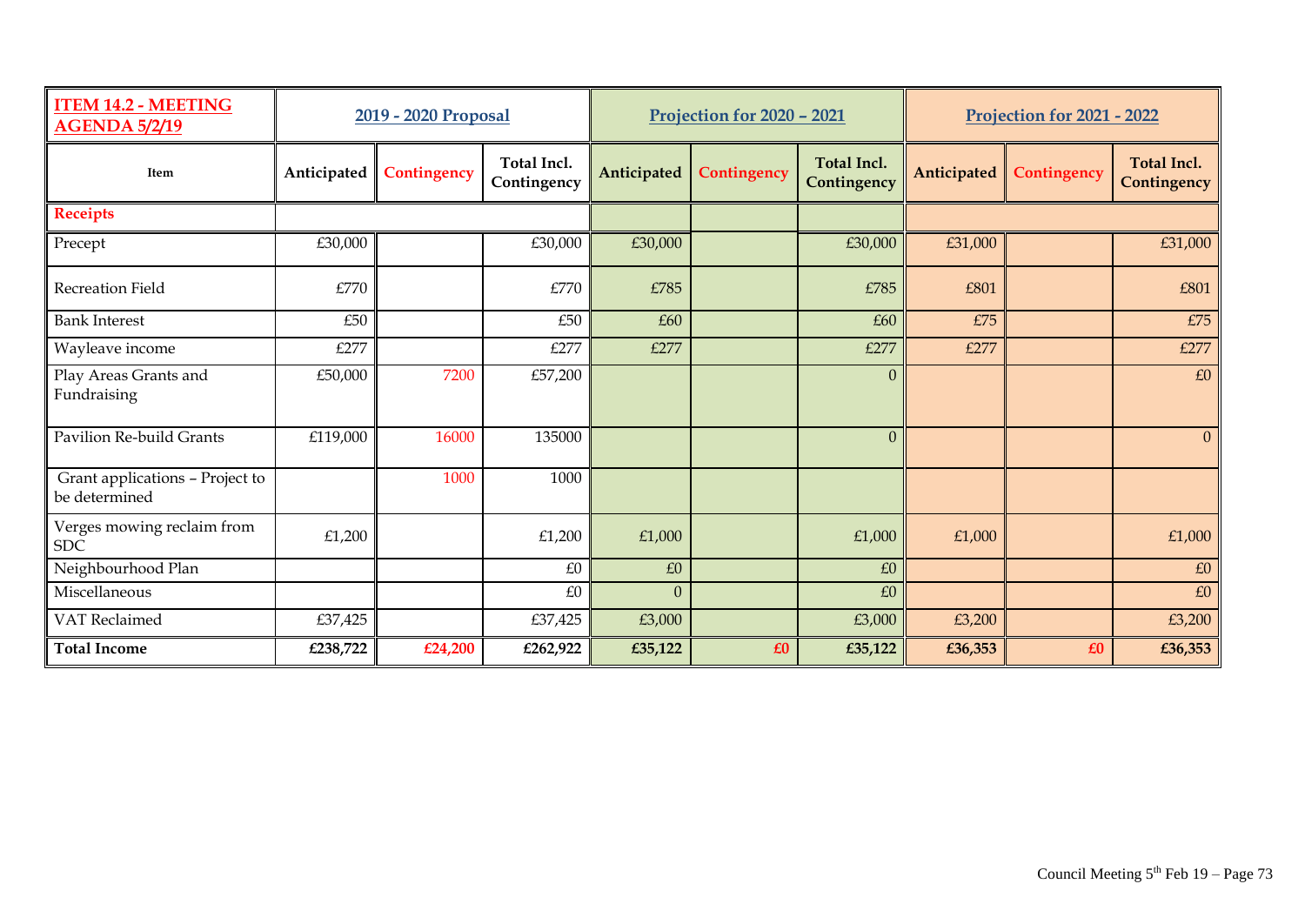| ITEM 14.2 - MEETING AGENDA 5/2/19 | 2019 - 2020 Proposal | | | Projection for 2020 – 2021 | | | Projection for 2021 - 2022 | | |
|---|---|---|---|---|---|---|---|---|---|
| Item | Anticipated | Contingency | Total Incl. Contingency | Anticipated | Contingency | Total Incl. Contingency | Anticipated | Contingency | Total Incl. Contingency |
| Receipts | | | | | | | | | |
| Precept | £30,000 | | £30,000 | £30,000 | | £30,000 | £31,000 | | £31,000 |
| Recreation Field | £770 | | £770 | £785 | | £785 | £801 | | £801 |
| Bank Interest | £50 | | £50 | £60 | | £60 | £75 | | £75 |
| Wayleave income | £277 | | £277 | £277 | | £277 | £277 | | £277 |
| Play Areas Grants and Fundraising | £50,000 | 7200 | £57,200 | | | 0 | | | £0 |
| Pavilion Re-build Grants | £119,000 | 16000 | 135000 | | | 0 | | | 0 |
| Grant applications – Project to be determined | | 1000 | 1000 | | | | | | |
| Verges mowing reclaim from SDC | £1,200 | | £1,200 | £1,000 | | £1,000 | £1,000 | | £1,000 |
| Neighbourhood Plan | | | £0 | £0 | | £0 | | | £0 |
| Miscellaneous | | | £0 | 0 | | £0 | | | £0 |
| VAT Reclaimed | £37,425 | | £37,425 | £3,000 | | £3,000 | £3,200 | | £3,200 |
| **Total Income** | **£238,722** | **£24,200** | **£262,922** | **£35,122** | **£0** | **£35,122** | **£36,353** | **£0** | **£36,353** |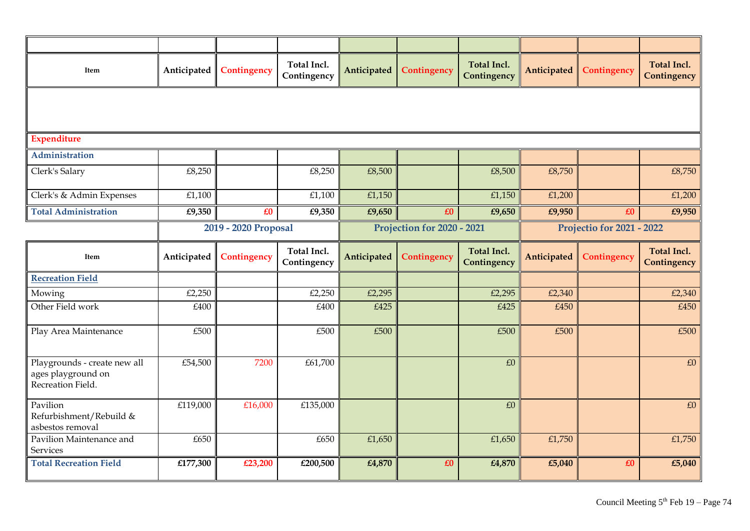| Item | Anticipated | Contingency | Total Incl. Contingency | Anticipated | Contingency | Total Incl. Contingency | Anticipated | Contingency | Total Incl. Contingency |
|---|---|---|---|---|---|---|---|---|---|
| **Expenditure** | | | | | | | | | |
| **Administration** | | | | | | | | | |
| Clerk's Salary | £8,250 | | £8,250 | £8,500 | | £8,500 | £8,750 | | £8,750 |
| Clerk's & Admin Expenses | £1,100 | | £1,100 | £1,150 | | £1,150 | £1,200 | | £1,200 |
| **Total Administration** | **£9,350** | **£0** | **£9,350** | **£9,650** | **£0** | **£9,650** | **£9,950** | **£0** | **£9,950** |

| | 2019 - 2020 Proposal | | | Projection for 2020 - 2021 | | | Projectio for 2021 - 2022 | | |
|---|---|---|---|---|---|---|---|---|---|
| Item | Anticipated | Contingency | Total Incl. Contingency | Anticipated | Contingency | Total Incl. Contingency | Anticipated | Contingency | Total Incl. Contingency |
| **Recreation Field** | | | | | | | | | |
| Mowing | £2,250 | | £2,250 | £2,295 | | £2,295 | £2,340 | | £2,340 |
| Other Field work | £400 | | £400 | £425 | | £425 | £450 | | £450 |
| Play Area Maintenance | £500 | | £500 | £500 | | £500 | £500 | | £500 |
| Playgrounds - create new all ages playground on Recreation Field. | £54,500 | 7200 | £61,700 | | | £0 | | | £0 |
| Pavilion Refurbishment/Rebuild & asbestos removal | £119,000 | £16,000 | £135,000 | | | £0 | | | £0 |
| Pavilion Maintenance and Services | £650 | | £650 | £1,650 | | £1,650 | £1,750 | | £1,750 |
| **Total Recreation Field** | **£177,300** | **£23,200** | **£200,500** | **£4,870** | **£0** | **£4,870** | **£5,040** | **£0** | **£5,040** |

Council Meeting 5th Feb 19 – Page 74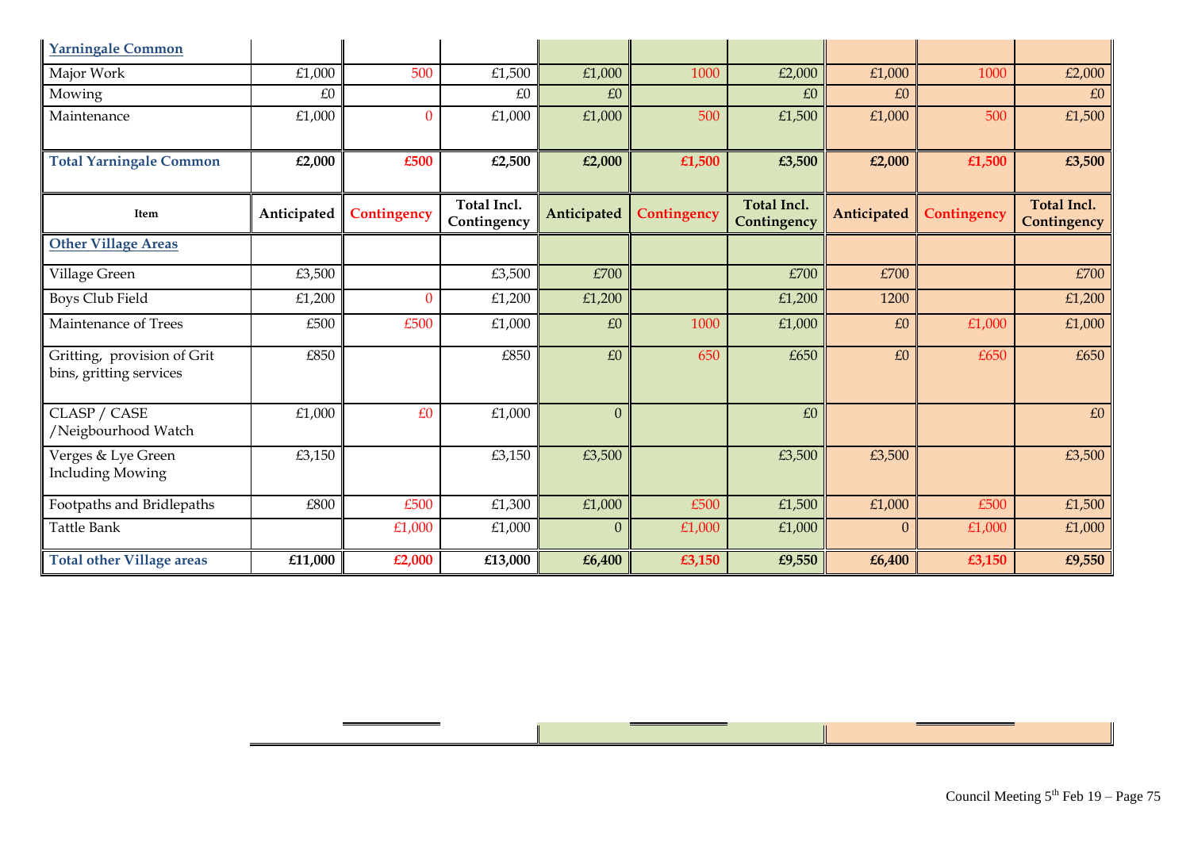| Yarningale Common | | | | | | | | | |
|---|---|---|---|---|---|---|---|---|---|
| Major Work | £1,000 | 500 | £1,500 | £1,000 | 1000 | £2,000 | £1,000 | 1000 | £2,000 |
| Mowing | £0 | | £0 | £0 | | £0 | £0 | | £0 |
| Maintenance | £1,000 | 0 | £1,000 | £1,000 | 500 | £1,500 | £1,000 | 500 | £1,500 |
| **Total Yarningale Common** | **£2,000** | **£500** | **£2,500** | **£2,000** | **£1,500** | **£3,500** | **£2,000** | **£1,500** | **£3,500** |
| **Item** | **Anticipated** | **Contingency** | **Total Incl. Contingency** | **Anticipated** | **Contingency** | **Total Incl. Contingency** | **Anticipated** | **Contingency** | **Total Incl. Contingency** |
| Other Village Areas | | | | | | | | | |
| Village Green | £3,500 | | £3,500 | £700 | | £700 | £700 | | £700 |
| Boys Club Field | £1,200 | 0 | £1,200 | £1,200 | | £1,200 | 1200 | | £1,200 |
| Maintenance of Trees | £500 | £500 | £1,000 | £0 | 1000 | £1,000 | £0 | £1,000 | £1,000 |
| Gritting, provision of Grit bins, gritting services | £850 | | £850 | £0 | 650 | £650 | £0 | £650 | £650 |
| CLASP / CASE /Neigbourhood Watch | £1,000 | £0 | £1,000 | 0 | | £0 | | | £0 |
| Verges & Lye Green Including Mowing | £3,150 | | £3,150 | £3,500 | | £3,500 | £3,500 | | £3,500 |
| Footpaths and Bridlepaths | £800 | £500 | £1,300 | £1,000 | £500 | £1,500 | £1,000 | £500 | £1,500 |
| Tattle Bank | | £1,000 | £1,000 | 0 | £1,000 | £1,000 | 0 | £1,000 | £1,000 |
| **Total other Village areas** | **£11,000** | **£2,000** | **£13,000** | **£6,400** | **£3,150** | **£9,550** | **£6,400** | **£3,150** | **£9,550** |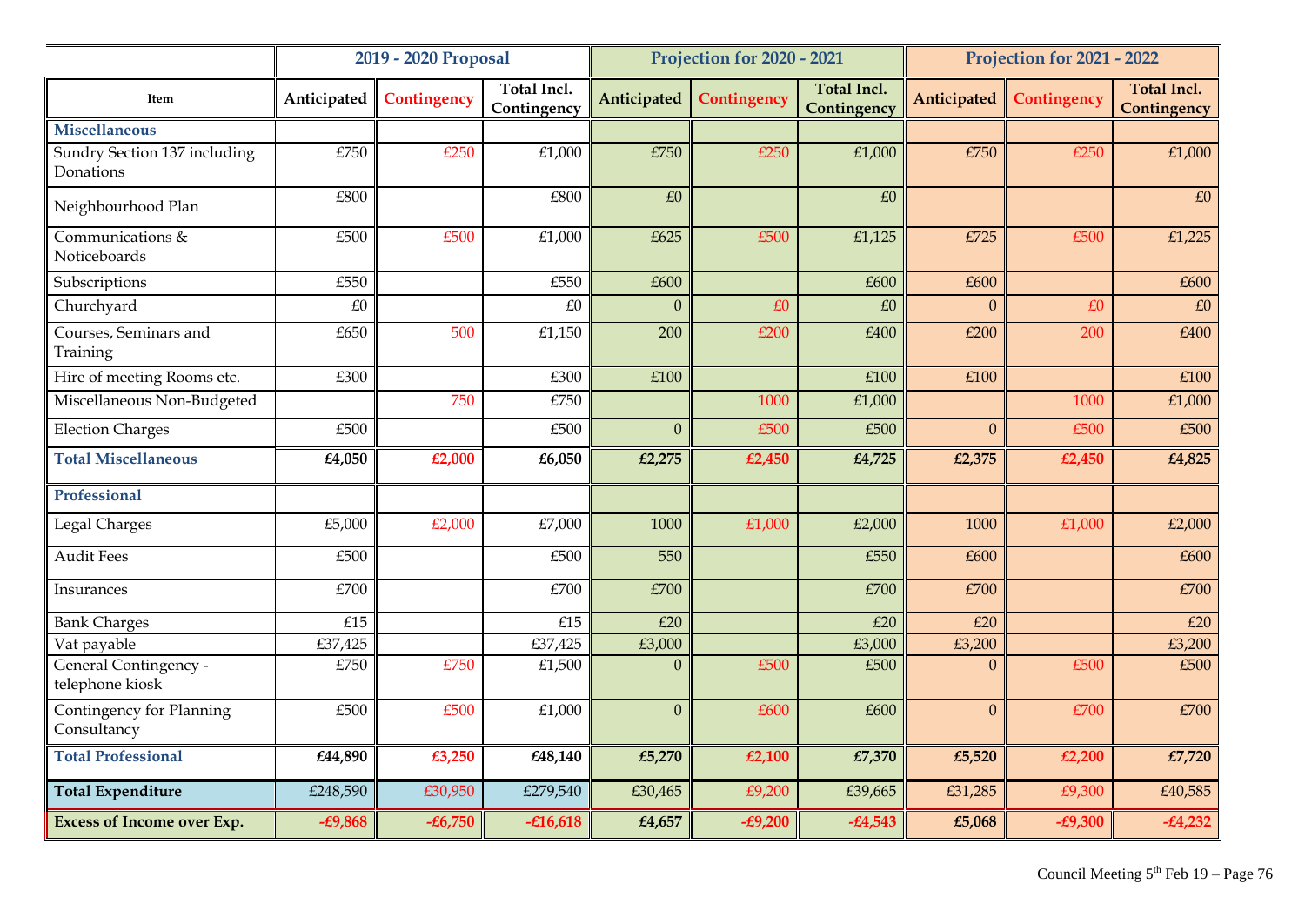| | 2019 - 2020 Proposal | | | Projection for 2020 - 2021 | | | Projection for 2021 - 2022 | | |
|---|---|---|---|---|---|---|---|---|---|
| Item | Anticipated | Contingency | Total Incl. Contingency | Anticipated | Contingency | Total Incl. Contingency | Anticipated | Contingency | Total Incl. Contingency |
| **Miscellaneous** | | | | | | | | | |
| Sundry Section 137 including Donations | £750 | £250 | £1,000 | £750 | £250 | £1,000 | £750 | £250 | £1,000 |
| Neighbourhood Plan | £800 | | £800 | £0 | | £0 | | | £0 |
| Communications & Noticeboards | £500 | £500 | £1,000 | £625 | £500 | £1,125 | £725 | £500 | £1,225 |
| Subscriptions | £550 | | £550 | £600 | | £600 | £600 | | £600 |
| Churchyard | £0 | | £0 | 0 | £0 | £0 | 0 | £0 | £0 |
| Courses, Seminars and Training | £650 | 500 | £1,150 | 200 | £200 | £400 | £200 | 200 | £400 |
| Hire of meeting Rooms etc. | £300 | | £300 | £100 | | £100 | £100 | | £100 |
| Miscellaneous Non-Budgeted | | 750 | £750 | | 1000 | £1,000 | | 1000 | £1,000 |
| Election Charges | £500 | | £500 | 0 | £500 | £500 | 0 | £500 | £500 |
| **Total Miscellaneous** | **£4,050** | **£2,000** | **£6,050** | **£2,275** | **£2,450** | **£4,725** | **£2,375** | **£2,450** | **£4,825** |
| **Professional** | | | | | | | | | |
| Legal Charges | £5,000 | £2,000 | £7,000 | 1000 | £1,000 | £2,000 | 1000 | £1,000 | £2,000 |
| Audit Fees | £500 | | £500 | 550 | | £550 | £600 | | £600 |
| Insurances | £700 | | £700 | £700 | | £700 | £700 | | £700 |
| Bank Charges | £15 | | £15 | £20 | | £20 | £20 | | £20 |
| Vat payable | £37,425 | | £37,425 | £3,000 | | £3,000 | £3,200 | | £3,200 |
| General Contingency - telephone kiosk | £750 | £750 | £1,500 | 0 | £500 | £500 | 0 | £500 | £500 |
| Contingency for Planning Consultancy | £500 | £500 | £1,000 | 0 | £600 | £600 | 0 | £700 | £700 |
| **Total Professional** | **£44,890** | **£3,250** | **£48,140** | **£5,270** | **£2,100** | **£7,370** | **£5,520** | **£2,200** | **£7,720** |
| **Total Expenditure** | £248,590 | £30,950 | £279,540 | £30,465 | £9,200 | £39,665 | £31,285 | £9,300 | £40,585 |
| **Excess of Income over Exp.** | **-£9,868** | **-£6,750** | **-£16,618** | **£4,657** | **-£9,200** | **-£4,543** | **£5,068** | **-£9,300** | **-£4,232** |

Council Meeting 5th Feb 19 – Page 76